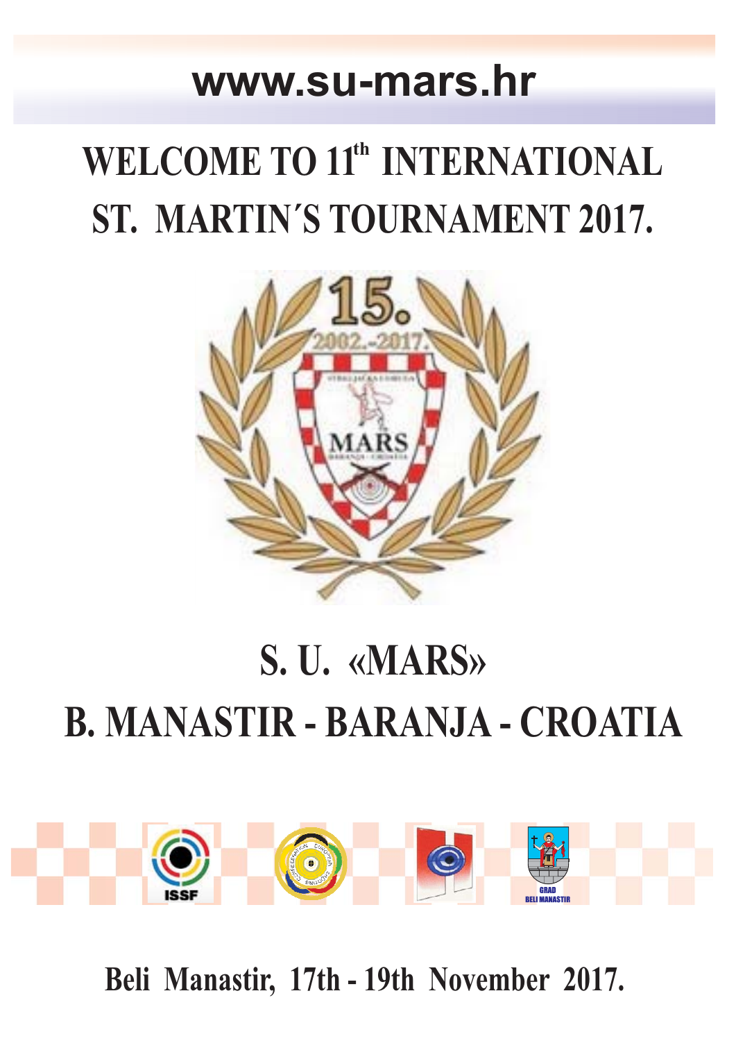www.su-mars.hr

# WELCOME TO 11th INTERNATIONAL ST. MARTIN´S TOURNAMENT 2017.

# S. U. «MARS»

# B. MANASTIR - BARANJA - CROATIA

**Beli Manastir, 17th - 19th November 2017.**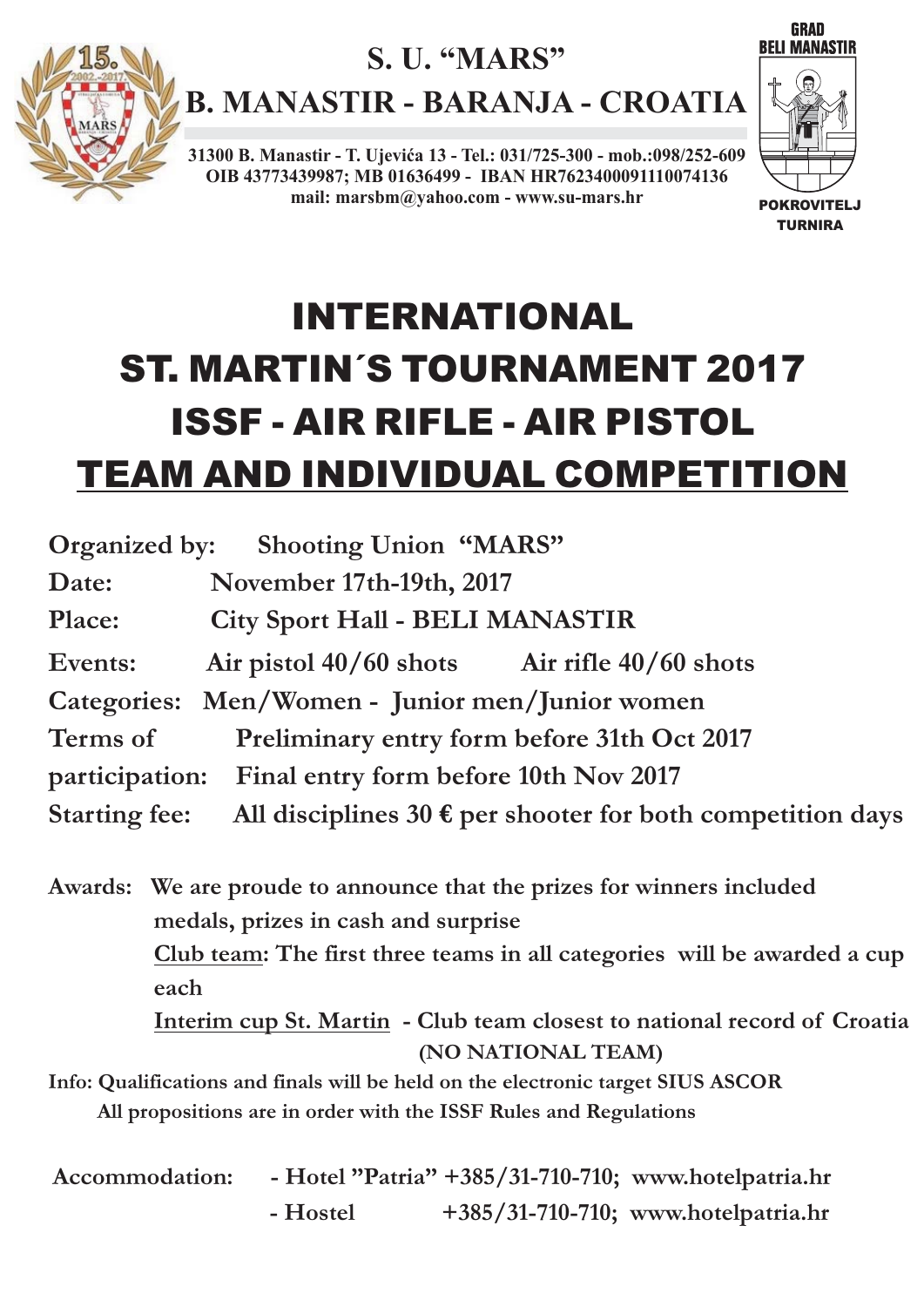S. U. "MARS"

B. MANASTIR - BARANJA - CROATIA

31300 B. Manastir - T. Ujevića 13 - Tel.: 031/725-300 - mob.:098/252-609
OIB 43773439987; MB 01636499 - IBAN HR7623400091110074136
mail: marsbm@yahoo.com - www.su-mars.hr

GRAD BELI MANASTIR

POKROVITELJ TURNIRA

# INTERNATIONAL
# ST. MARTIN´S TOURNAMENT 2017
# ISSF - AIR RIFLE - AIR PISTOL
# TEAM AND INDIVIDUAL COMPETITION

**Organized by:** Shooting Union "MARS"

**Date:** November 17th-19th, 2017

**Place:** City Sport Hall - BELI MANASTIR

**Events:** Air pistol 40/60 shots Air rifle 40/60 shots

**Categories:** Men/Women - Junior men/Junior women

**Terms of participation:** Preliminary entry form before 31th Oct 2017
Final entry form before 10th Nov 2017

**Starting fee:** All disciplines 30 € per shooter for both competition days

**Awards:** We are proude to announce that the prizes for winners included medals, prizes in cash and surprise

Club team: The first three teams in all categories will be awarded a cup each

Interim cup St. Martin - Club team closest to national record of Croatia (NO NATIONAL TEAM)

**Info:** Qualifications and finals will be held on the electronic target SIUS ASCOR
All propositions are in order with the ISSF Rules and Regulations

**Accommodation:**
- Hotel "Patria" +385/31-710-710; www.hotelpatria.hr
- Hostel +385/31-710-710; www.hotelpatria.hr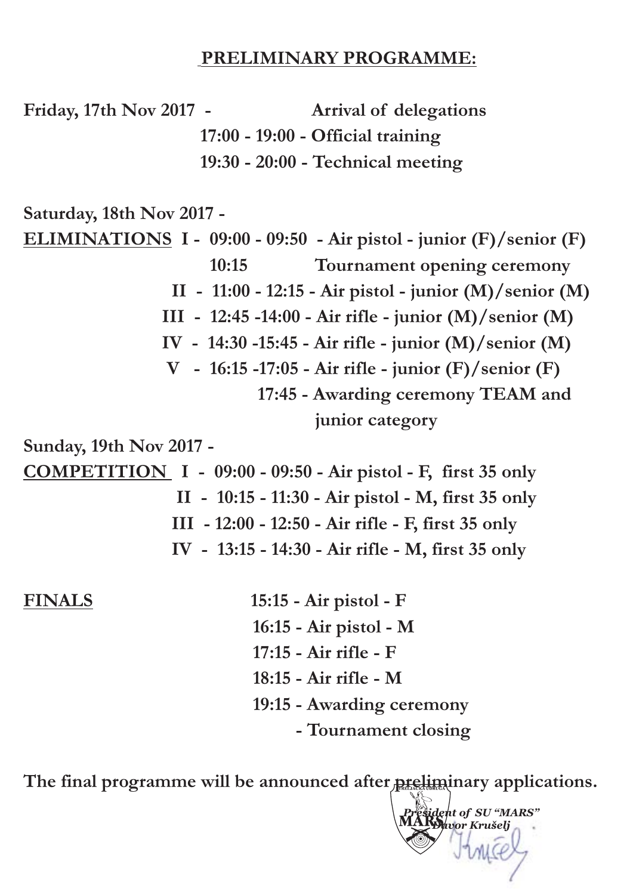## PRELIMINARY PROGRAMME:

**Friday, 17th Nov 2017 -** **Arrival of delegations**

**17:00 - 19:00 - Official training**

**19:30 - 20:00 - Technical meeting**

**Saturday, 18th Nov 2017 -**

**ELIMINATIONS**

**I - 09:00 - 09:50 - Air pistol - junior (F)/senior (F)**

**10:15 Tournament opening ceremony**

**II - 11:00 - 12:15 - Air pistol - junior (M)/senior (M)**

**III - 12:45 -14:00 - Air rifle - junior (M)/senior (M)**

**IV - 14:30 -15:45 - Air rifle - junior (M)/senior (M)**

**V - 16:15 -17:05 - Air rifle - junior (F)/senior (F)**

**17:45 - Awarding ceremony TEAM and junior category**

**Sunday, 19th Nov 2017 -**

**COMPETITION**

**I - 09:00 - 09:50 - Air pistol - F, first 35 only**

**II - 10:15 - 11:30 - Air pistol - M, first 35 only**

**III - 12:00 - 12:50 - Air rifle - F, first 35 only**

**IV - 13:15 - 14:30 - Air rifle - M, first 35 only**

**FINALS**

**15:15 - Air pistol - F**

**16:15 - Air pistol - M**

**17:15 - Air rifle - F**

**18:15 - Air rifle - M**

**19:15 - Awarding ceremony**

**- Tournament closing**

**The final programme will be announced after preliminary applications.**

***President of SU "MARS"***
***Davor Krušelj***